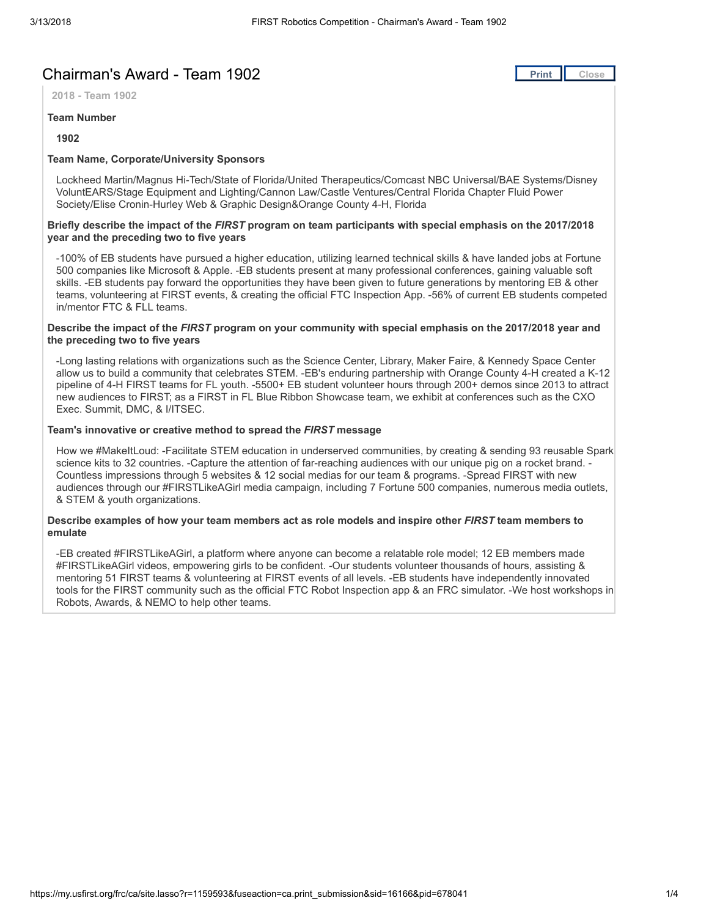# Chairman's Award - Team 1902

2018 - Team 1902

**Team Number**

1902

**Team Name, Corporate/University Sponsors**

Lockheed Martin/Magnus Hi-Tech/State of Florida/United Therapeutics/Comcast NBC Universal/BAE Systems/Disney VoluntEARS/Stage Equipment and Lighting/Cannon Law/Castle Ventures/Central Florida Chapter Fluid Power Society/Elise Cronin-Hurley Web & Graphic Design&Orange County 4-H, Florida

**Briefly describe the impact of the *FIRST* program on team participants with special emphasis on the 2017/2018 year and the preceding two to five years**

-100% of EB students have pursued a higher education, utilizing learned technical skills & have landed jobs at Fortune 500 companies like Microsoft & Apple. -EB students present at many professional conferences, gaining valuable soft skills. -EB students pay forward the opportunities they have been given to future generations by mentoring EB & other teams, volunteering at FIRST events, & creating the official FTC Inspection App. -56% of current EB students competed in/mentor FTC & FLL teams.

**Describe the impact of the *FIRST* program on your community with special emphasis on the 2017/2018 year and the preceding two to five years**

-Long lasting relations with organizations such as the Science Center, Library, Maker Faire, & Kennedy Space Center allow us to build a community that celebrates STEM. -EB's enduring partnership with Orange County 4-H created a K-12 pipeline of 4-H FIRST teams for FL youth. -5500+ EB student volunteer hours through 200+ demos since 2013 to attract new audiences to FIRST; as a FIRST in FL Blue Ribbon Showcase team, we exhibit at conferences such as the CXO Exec. Summit, DMC, & I/ITSEC.

**Team's innovative or creative method to spread the *FIRST* message**

How we #MakeItLoud: -Facilitate STEM education in underserved communities, by creating & sending 93 reusable Spark science kits to 32 countries. -Capture the attention of far-reaching audiences with our unique pig on a rocket brand. -Countless impressions through 5 websites & 12 social medias for our team & programs. -Spread FIRST with new audiences through our #FIRSTLikeAGirl media campaign, including 7 Fortune 500 companies, numerous media outlets, & STEM & youth organizations.

**Describe examples of how your team members act as role models and inspire other *FIRST* team members to emulate**

-EB created #FIRSTLikeAGirl, a platform where anyone can become a relatable role model; 12 EB members made #FIRSTLikeAGirl videos, empowering girls to be confident. -Our students volunteer thousands of hours, assisting & mentoring 51 FIRST teams & volunteering at FIRST events of all levels. -EB students have independently innovated tools for the FIRST community such as the official FTC Robot Inspection app & an FRC simulator. -We host workshops in Robots, Awards, & NEMO to help other teams.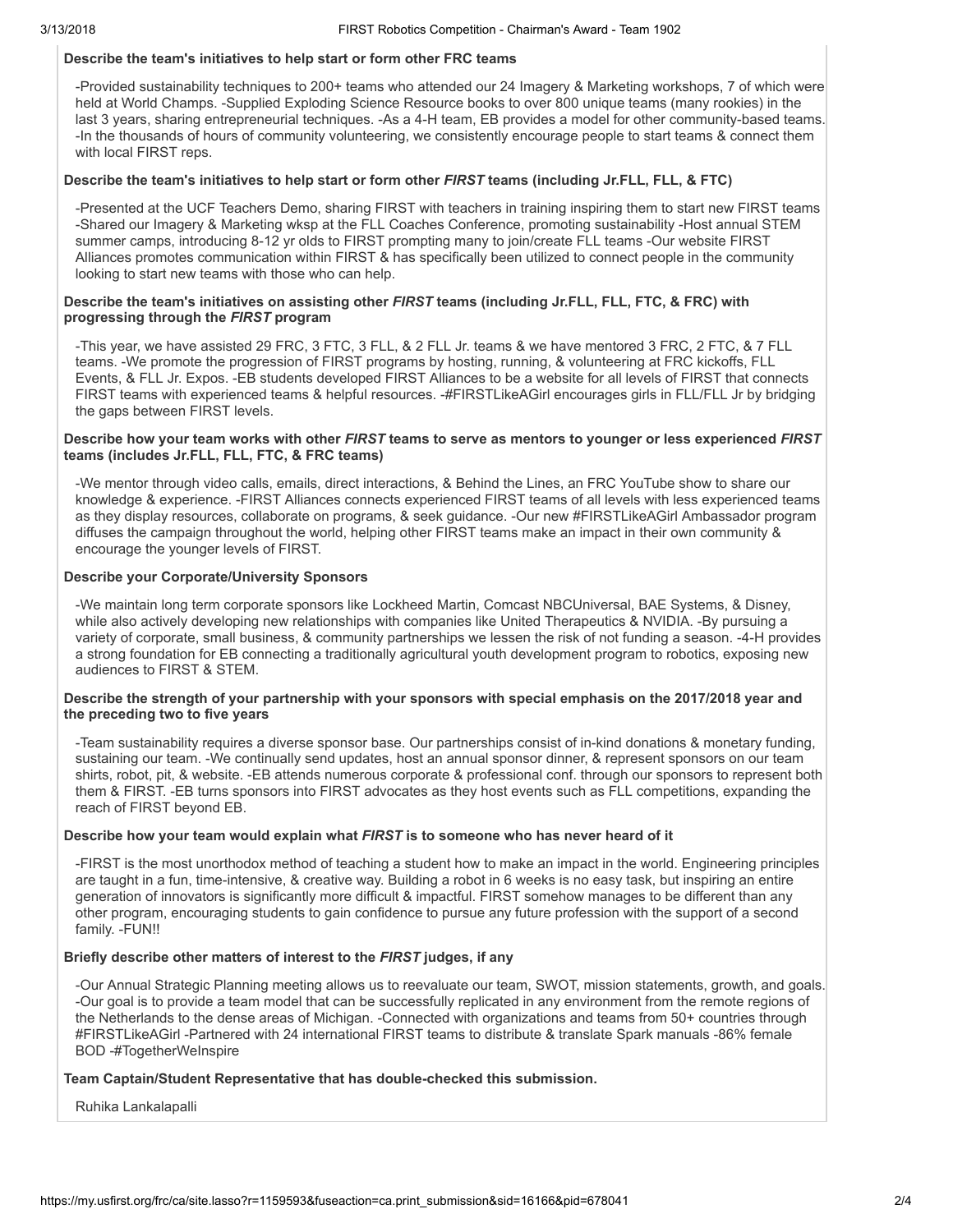**Describe the team's initiatives to help start or form other FRC teams**

-Provided sustainability techniques to 200+ teams who attended our 24 Imagery & Marketing workshops, 7 of which were held at World Champs. -Supplied Exploding Science Resource books to over 800 unique teams (many rookies) in the last 3 years, sharing entrepreneurial techniques. -As a 4-H team, EB provides a model for other community-based teams. -In the thousands of hours of community volunteering, we consistently encourage people to start teams & connect them with local FIRST reps.

**Describe the team's initiatives to help start or form other *FIRST* teams (including Jr.FLL, FLL, & FTC)**

-Presented at the UCF Teachers Demo, sharing FIRST with teachers in training inspiring them to start new FIRST teams -Shared our Imagery & Marketing wksp at the FLL Coaches Conference, promoting sustainability -Host annual STEM summer camps, introducing 8-12 yr olds to FIRST prompting many to join/create FLL teams -Our website FIRST Alliances promotes communication within FIRST & has specifically been utilized to connect people in the community looking to start new teams with those who can help.

**Describe the team's initiatives on assisting other *FIRST* teams (including Jr.FLL, FLL, FTC, & FRC) with progressing through the *FIRST* program**

-This year, we have assisted 29 FRC, 3 FTC, 3 FLL, & 2 FLL Jr. teams & we have mentored 3 FRC, 2 FTC, & 7 FLL teams. -We promote the progression of FIRST programs by hosting, running, & volunteering at FRC kickoffs, FLL Events, & FLL Jr. Expos. -EB students developed FIRST Alliances to be a website for all levels of FIRST that connects FIRST teams with experienced teams & helpful resources. -#FIRSTLikeAGirl encourages girls in FLL/FLL Jr by bridging the gaps between FIRST levels.

**Describe how your team works with other *FIRST* teams to serve as mentors to younger or less experienced *FIRST* teams (includes Jr.FLL, FLL, FTC, & FRC teams)**

-We mentor through video calls, emails, direct interactions, & Behind the Lines, an FRC YouTube show to share our knowledge & experience. -FIRST Alliances connects experienced FIRST teams of all levels with less experienced teams as they display resources, collaborate on programs, & seek guidance. -Our new #FIRSTLikeAGirl Ambassador program diffuses the campaign throughout the world, helping other FIRST teams make an impact in their own community & encourage the younger levels of FIRST.

**Describe your Corporate/University Sponsors**

-We maintain long term corporate sponsors like Lockheed Martin, Comcast NBCUniversal, BAE Systems, & Disney, while also actively developing new relationships with companies like United Therapeutics & NVIDIA. -By pursuing a variety of corporate, small business, & community partnerships we lessen the risk of not funding a season. -4-H provides a strong foundation for EB connecting a traditionally agricultural youth development program to robotics, exposing new audiences to FIRST & STEM.

**Describe the strength of your partnership with your sponsors with special emphasis on the 2017/2018 year and the preceding two to five years**

-Team sustainability requires a diverse sponsor base. Our partnerships consist of in-kind donations & monetary funding, sustaining our team. -We continually send updates, host an annual sponsor dinner, & represent sponsors on our team shirts, robot, pit, & website. -EB attends numerous corporate & professional conf. through our sponsors to represent both them & FIRST. -EB turns sponsors into FIRST advocates as they host events such as FLL competitions, expanding the reach of FIRST beyond EB.

**Describe how your team would explain what *FIRST* is to someone who has never heard of it**

-FIRST is the most unorthodox method of teaching a student how to make an impact in the world. Engineering principles are taught in a fun, time-intensive, & creative way. Building a robot in 6 weeks is no easy task, but inspiring an entire generation of innovators is significantly more difficult & impactful. FIRST somehow manages to be different than any other program, encouraging students to gain confidence to pursue any future profession with the support of a second family. -FUN!!

**Briefly describe other matters of interest to the *FIRST* judges, if any**

-Our Annual Strategic Planning meeting allows us to reevaluate our team, SWOT, mission statements, growth, and goals. -Our goal is to provide a team model that can be successfully replicated in any environment from the remote regions of the Netherlands to the dense areas of Michigan. -Connected with organizations and teams from 50+ countries through #FIRSTLikeAGirl -Partnered with 24 international FIRST teams to distribute & translate Spark manuals -86% female BOD -#TogetherWeInspire

**Team Captain/Student Representative that has double-checked this submission.**

Ruhika Lankalapalli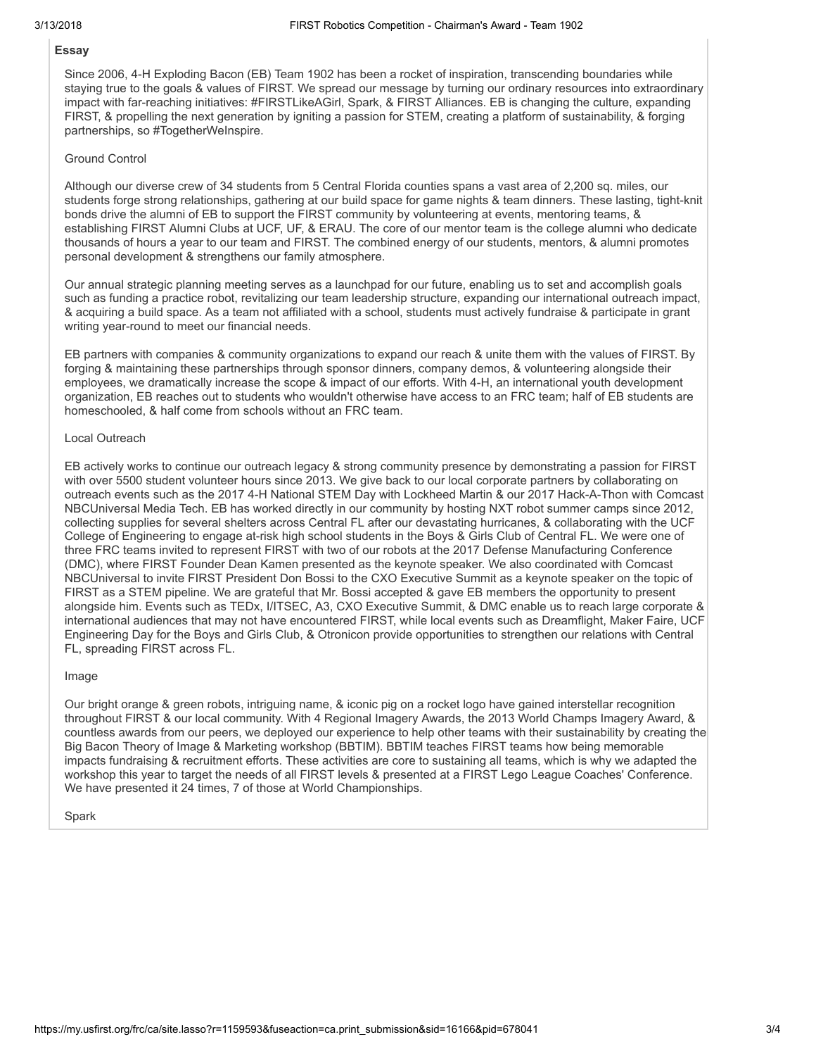## Essay

Since 2006, 4-H Exploding Bacon (EB) Team 1902 has been a rocket of inspiration, transcending boundaries while staying true to the goals & values of FIRST. We spread our message by turning our ordinary resources into extraordinary impact with far-reaching initiatives: #FIRSTLikeAGirl, Spark, & FIRST Alliances. EB is changing the culture, expanding FIRST, & propelling the next generation by igniting a passion for STEM, creating a platform of sustainability, & forging partnerships, so #TogetherWeInspire.

### Ground Control

Although our diverse crew of 34 students from 5 Central Florida counties spans a vast area of 2,200 sq. miles, our students forge strong relationships, gathering at our build space for game nights & team dinners. These lasting, tight-knit bonds drive the alumni of EB to support the FIRST community by volunteering at events, mentoring teams, & establishing FIRST Alumni Clubs at UCF, UF, & ERAU. The core of our mentor team is the college alumni who dedicate thousands of hours a year to our team and FIRST. The combined energy of our students, mentors, & alumni promotes personal development & strengthens our family atmosphere.

Our annual strategic planning meeting serves as a launchpad for our future, enabling us to set and accomplish goals such as funding a practice robot, revitalizing our team leadership structure, expanding our international outreach impact, & acquiring a build space. As a team not affiliated with a school, students must actively fundraise & participate in grant writing year-round to meet our financial needs.

EB partners with companies & community organizations to expand our reach & unite them with the values of FIRST. By forging & maintaining these partnerships through sponsor dinners, company demos, & volunteering alongside their employees, we dramatically increase the scope & impact of our efforts. With 4-H, an international youth development organization, EB reaches out to students who wouldn't otherwise have access to an FRC team; half of EB students are homeschooled, & half come from schools without an FRC team.

### Local Outreach

EB actively works to continue our outreach legacy & strong community presence by demonstrating a passion for FIRST with over 5500 student volunteer hours since 2013. We give back to our local corporate partners by collaborating on outreach events such as the 2017 4-H National STEM Day with Lockheed Martin & our 2017 Hack-A-Thon with Comcast NBCUniversal Media Tech. EB has worked directly in our community by hosting NXT robot summer camps since 2012, collecting supplies for several shelters across Central FL after our devastating hurricanes, & collaborating with the UCF College of Engineering to engage at-risk high school students in the Boys & Girls Club of Central FL. We were one of three FRC teams invited to represent FIRST with two of our robots at the 2017 Defense Manufacturing Conference (DMC), where FIRST Founder Dean Kamen presented as the keynote speaker. We also coordinated with Comcast NBCUniversal to invite FIRST President Don Bossi to the CXO Executive Summit as a keynote speaker on the topic of FIRST as a STEM pipeline. We are grateful that Mr. Bossi accepted & gave EB members the opportunity to present alongside him. Events such as TEDx, I/ITSEC, A3, CXO Executive Summit, & DMC enable us to reach large corporate & international audiences that may not have encountered FIRST, while local events such as Dreamflight, Maker Faire, UCF Engineering Day for the Boys and Girls Club, & Otronicon provide opportunities to strengthen our relations with Central FL, spreading FIRST across FL.

### Image

Our bright orange & green robots, intriguing name, & iconic pig on a rocket logo have gained interstellar recognition throughout FIRST & our local community. With 4 Regional Imagery Awards, the 2013 World Champs Imagery Award, & countless awards from our peers, we deployed our experience to help other teams with their sustainability by creating the Big Bacon Theory of Image & Marketing workshop (BBTIM). BBTIM teaches FIRST teams how being memorable impacts fundraising & recruitment efforts. These activities are core to sustaining all teams, which is why we adapted the workshop this year to target the needs of all FIRST levels & presented at a FIRST Lego League Coaches' Conference. We have presented it 24 times, 7 of those at World Championships.

### Spark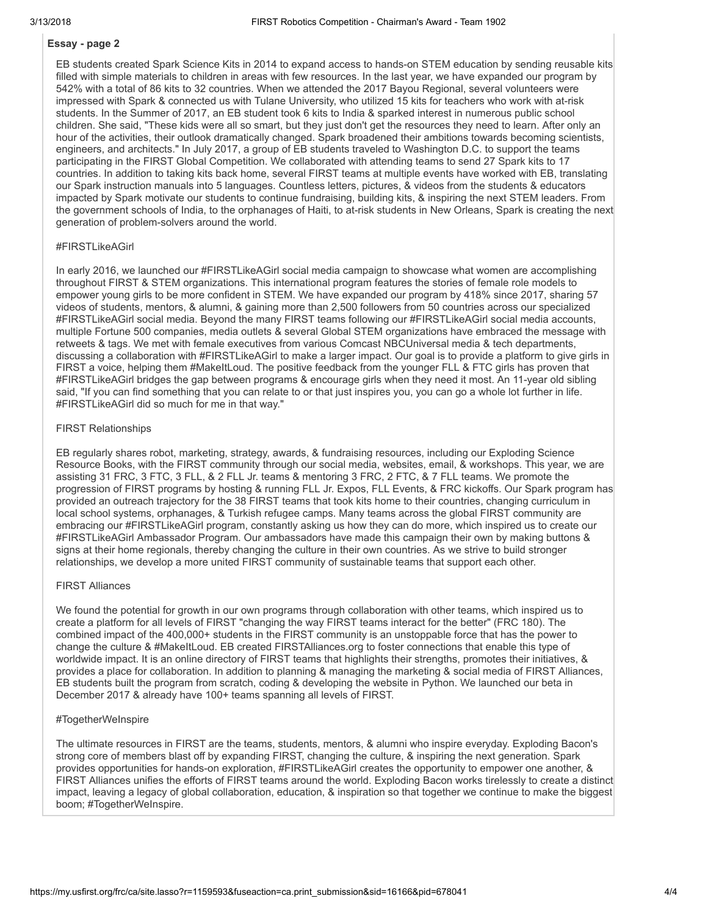## Essay - page 2

EB students created Spark Science Kits in 2014 to expand access to hands-on STEM education by sending reusable kits filled with simple materials to children in areas with few resources. In the last year, we have expanded our program by 542% with a total of 86 kits to 32 countries. When we attended the 2017 Bayou Regional, several volunteers were impressed with Spark & connected us with Tulane University, who utilized 15 kits for teachers who work with at-risk students. In the Summer of 2017, an EB student took 6 kits to India & sparked interest in numerous public school children. She said, "These kids were all so smart, but they just don't get the resources they need to learn. After only an hour of the activities, their outlook dramatically changed. Spark broadened their ambitions towards becoming scientists, engineers, and architects." In July 2017, a group of EB students traveled to Washington D.C. to support the teams participating in the FIRST Global Competition. We collaborated with attending teams to send 27 Spark kits to 17 countries. In addition to taking kits back home, several FIRST teams at multiple events have worked with EB, translating our Spark instruction manuals into 5 languages. Countless letters, pictures, & videos from the students & educators impacted by Spark motivate our students to continue fundraising, building kits, & inspiring the next STEM leaders. From the government schools of India, to the orphanages of Haiti, to at-risk students in New Orleans, Spark is creating the next generation of problem-solvers around the world.

### #FIRSTLikeAGirl

In early 2016, we launched our #FIRSTLikeAGirl social media campaign to showcase what women are accomplishing throughout FIRST & STEM organizations. This international program features the stories of female role models to empower young girls to be more confident in STEM. We have expanded our program by 418% since 2017, sharing 57 videos of students, mentors, & alumni, & gaining more than 2,500 followers from 50 countries across our specialized #FIRSTLikeAGirl social media. Beyond the many FIRST teams following our #FIRSTLikeAGirl social media accounts, multiple Fortune 500 companies, media outlets & several Global STEM organizations have embraced the message with retweets & tags. We met with female executives from various Comcast NBCUniversal media & tech departments, discussing a collaboration with #FIRSTLikeAGirl to make a larger impact. Our goal is to provide a platform to give girls in FIRST a voice, helping them #MakeItLoud. The positive feedback from the younger FLL & FTC girls has proven that #FIRSTLikeAGirl bridges the gap between programs & encourage girls when they need it most. An 11-year old sibling said, "If you can find something that you can relate to or that just inspires you, you can go a whole lot further in life. #FIRSTLikeAGirl did so much for me in that way."

### FIRST Relationships

EB regularly shares robot, marketing, strategy, awards, & fundraising resources, including our Exploding Science Resource Books, with the FIRST community through our social media, websites, email, & workshops. This year, we are assisting 31 FRC, 3 FTC, 3 FLL, & 2 FLL Jr. teams & mentoring 3 FRC, 2 FTC, & 7 FLL teams. We promote the progression of FIRST programs by hosting & running FLL Jr. Expos, FLL Events, & FRC kickoffs. Our Spark program has provided an outreach trajectory for the 38 FIRST teams that took kits home to their countries, changing curriculum in local school systems, orphanages, & Turkish refugee camps. Many teams across the global FIRST community are embracing our #FIRSTLikeAGirl program, constantly asking us how they can do more, which inspired us to create our #FIRSTLikeAGirl Ambassador Program. Our ambassadors have made this campaign their own by making buttons & signs at their home regionals, thereby changing the culture in their own countries. As we strive to build stronger relationships, we develop a more united FIRST community of sustainable teams that support each other.

### FIRST Alliances

We found the potential for growth in our own programs through collaboration with other teams, which inspired us to create a platform for all levels of FIRST "changing the way FIRST teams interact for the better" (FRC 180). The combined impact of the 400,000+ students in the FIRST community is an unstoppable force that has the power to change the culture & #MakeItLoud. EB created FIRSTAlliances.org to foster connections that enable this type of worldwide impact. It is an online directory of FIRST teams that highlights their strengths, promotes their initiatives, & provides a place for collaboration. In addition to planning & managing the marketing & social media of FIRST Alliances, EB students built the program from scratch, coding & developing the website in Python. We launched our beta in December 2017 & already have 100+ teams spanning all levels of FIRST.

### #TogetherWeInspire

The ultimate resources in FIRST are the teams, students, mentors, & alumni who inspire everyday. Exploding Bacon's strong core of members blast off by expanding FIRST, changing the culture, & inspiring the next generation. Spark provides opportunities for hands-on exploration, #FIRSTLikeAGirl creates the opportunity to empower one another, & FIRST Alliances unifies the efforts of FIRST teams around the world. Exploding Bacon works tirelessly to create a distinct impact, leaving a legacy of global collaboration, education, & inspiration so that together we continue to make the biggest boom; #TogetherWeInspire.